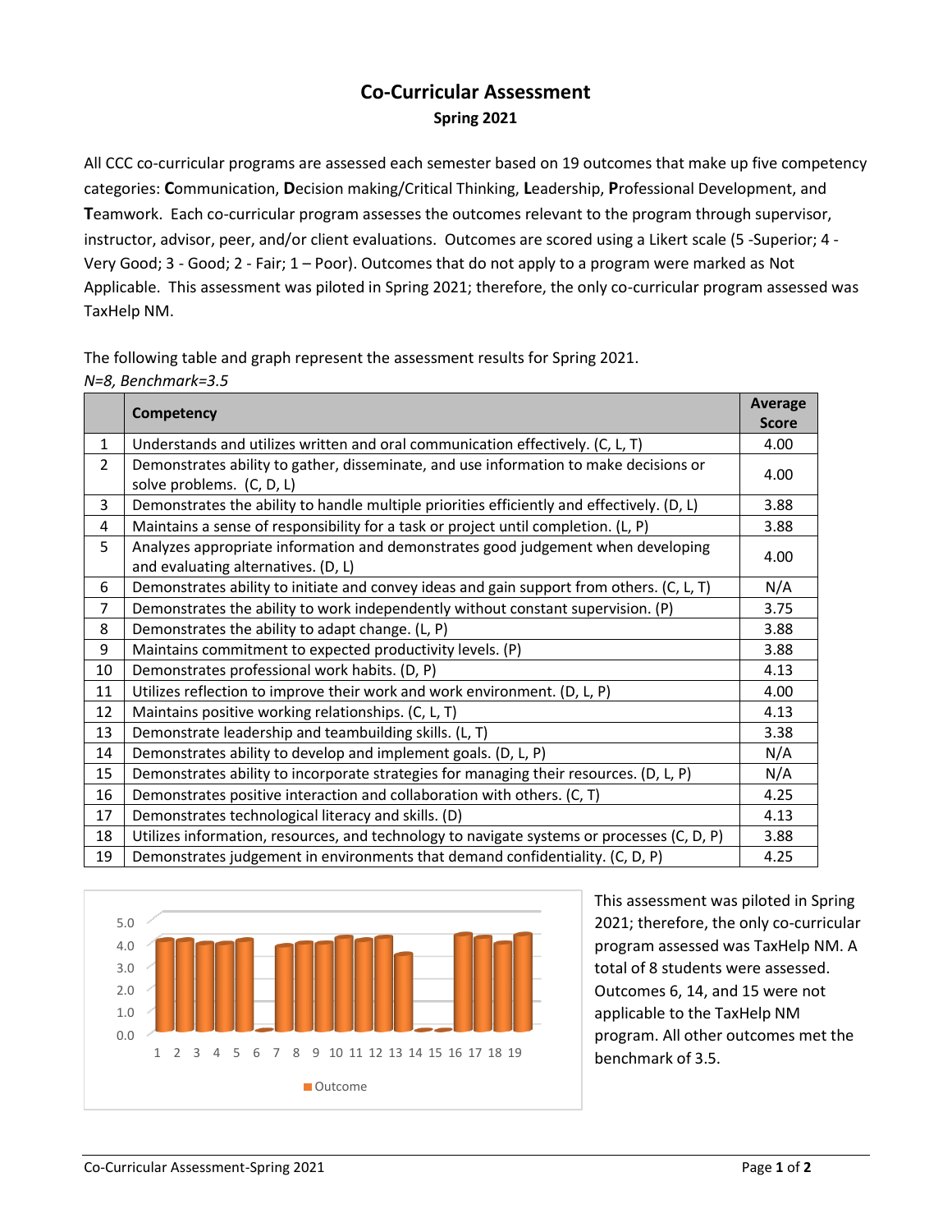# Co-Curricular Assessment

**Spring 2021**

All CCC co-curricular programs are assessed each semester based on 19 outcomes that make up five competency categories: **C**ommunication, **D**ecision making/Critical Thinking, **L**eadership, **P**rofessional Development, and **T**eamwork. Each co-curricular program assesses the outcomes relevant to the program through supervisor, instructor, advisor, peer, and/or client evaluations. Outcomes are scored using a Likert scale (5 -Superior; 4 - Very Good; 3 - Good; 2 - Fair; 1 – Poor). Outcomes that do not apply to a program were marked as Not Applicable. This assessment was piloted in Spring 2021; therefore, the only co-curricular program assessed was TaxHelp NM.

The following table and graph represent the assessment results for Spring 2021.
*N=8, Benchmark=3.5*

| | Competency | Average Score |
|---|---|---|
| 1 | Understands and utilizes written and oral communication effectively. (C, L, T) | 4.00 |
| 2 | Demonstrates ability to gather, disseminate, and use information to make decisions or solve problems. (C, D, L) | 4.00 |
| 3 | Demonstrates the ability to handle multiple priorities efficiently and effectively. (D, L) | 3.88 |
| 4 | Maintains a sense of responsibility for a task or project until completion. (L, P) | 3.88 |
| 5 | Analyzes appropriate information and demonstrates good judgement when developing and evaluating alternatives. (D, L) | 4.00 |
| 6 | Demonstrates ability to initiate and convey ideas and gain support from others. (C, L, T) | N/A |
| 7 | Demonstrates the ability to work independently without constant supervision. (P) | 3.75 |
| 8 | Demonstrates the ability to adapt change. (L, P) | 3.88 |
| 9 | Maintains commitment to expected productivity levels. (P) | 3.88 |
| 10 | Demonstrates professional work habits. (D, P) | 4.13 |
| 11 | Utilizes reflection to improve their work and work environment. (D, L, P) | 4.00 |
| 12 | Maintains positive working relationships. (C, L, T) | 4.13 |
| 13 | Demonstrate leadership and teambuilding skills. (L, T) | 3.38 |
| 14 | Demonstrates ability to develop and implement goals. (D, L, P) | N/A |
| 15 | Demonstrates ability to incorporate strategies for managing their resources. (D, L, P) | N/A |
| 16 | Demonstrates positive interaction and collaboration with others. (C, T) | 4.25 |
| 17 | Demonstrates technological literacy and skills. (D) | 4.13 |
| 18 | Utilizes information, resources, and technology to navigate systems or processes (C, D, P) | 3.88 |
| 19 | Demonstrates judgement in environments that demand confidentiality. (C, D, P) | 4.25 |

This assessment was piloted in Spring 2021; therefore, the only co-curricular program assessed was TaxHelp NM. A total of 8 students were assessed. Outcomes 6, 14, and 15 were not applicable to the TaxHelp NM program. All other outcomes met the benchmark of 3.5.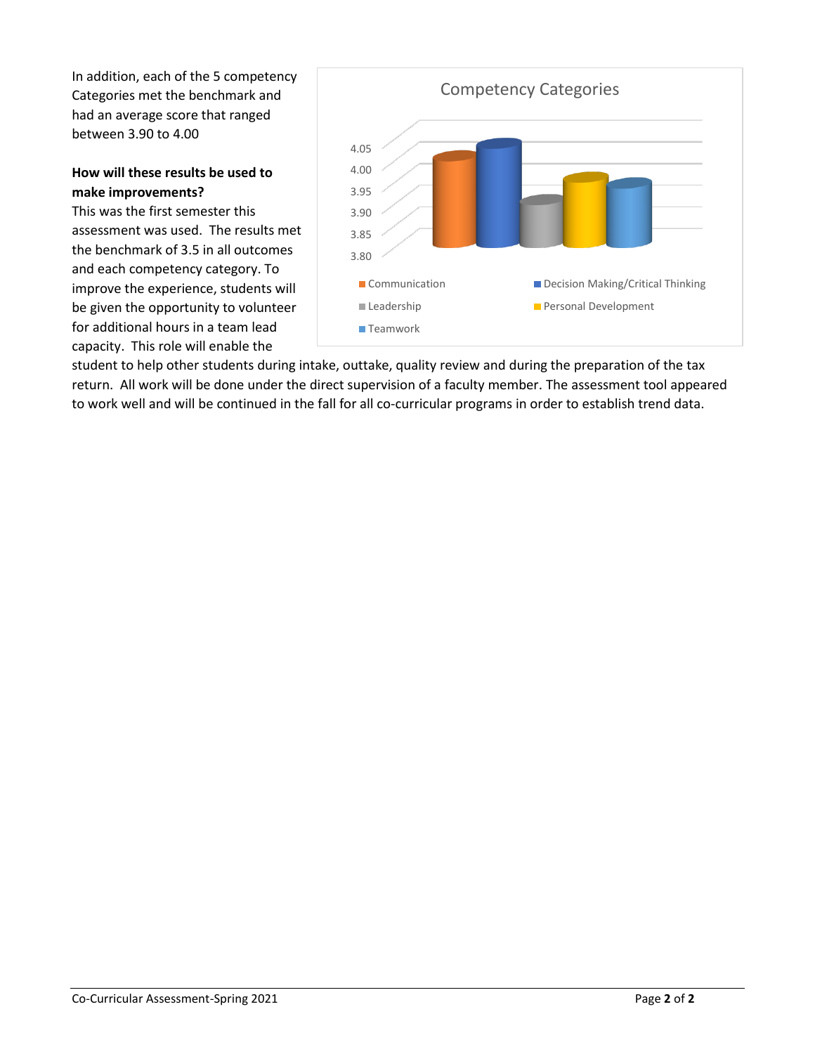In addition, each of the 5 competency Categories met the benchmark and had an average score that ranged between 3.90 to 4.00

Competency Categories

4.05
4.00
3.95
3.90
3.85
3.80

Communication
Decision Making/Critical Thinking
Leadership
Personal Development
Teamwork

**How will these results be used to make improvements?**

This was the first semester this assessment was used. The results met the benchmark of 3.5 in all outcomes and each competency category. To improve the experience, students will be given the opportunity to volunteer for additional hours in a team lead capacity. This role will enable the student to help other students during intake, outtake, quality review and during the preparation of the tax return. All work will be done under the direct supervision of a faculty member. The assessment tool appeared to work well and will be continued in the fall for all co-curricular programs in order to establish trend data.